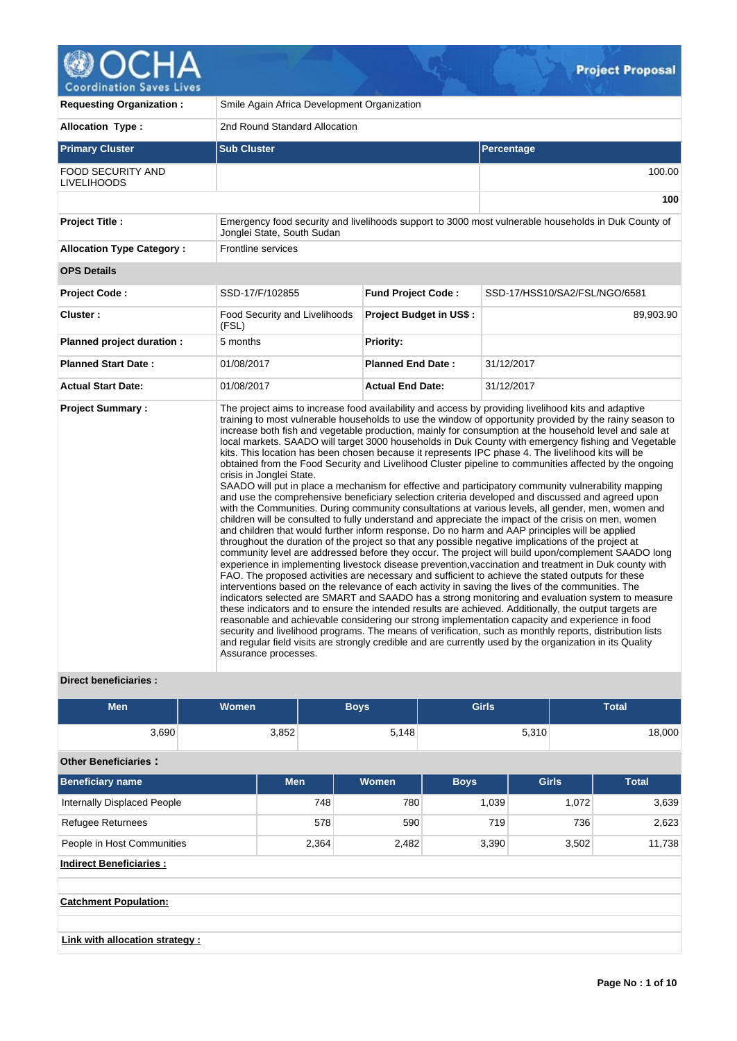# Project Proposal

| | | | |
|---|---|---|---|
| **Requesting Organization :** | Smile Again Africa Development Organization | | |
| **Allocation Type :** | 2nd Round Standard Allocation | | |

| **Primary Cluster** | **Sub Cluster** | **Percentage** |
|---|---|---|
| FOOD SECURITY AND LIVELIHOODS | | 100.00 |
| | | **100** |

| | | | |
|---|---|---|---|
| **Project Title :** | Emergency food security and livelihoods support to 3000 most vulnerable households in Duk County of Jonglei State, South Sudan | | |
| **Allocation Type Category :** | Frontline services | | |
| **OPS Details** | | | |
| **Project Code :** | SSD-17/F/102855 | **Fund Project Code :** | SSD-17/HSS10/SA2/FSL/NGO/6581 |
| **Cluster :** | Food Security and Livelihoods (FSL) | **Project Budget in US$ :** | 89,903.90 |
| **Planned project duration :** | 5 months | **Priority:** | |
| **Planned Start Date :** | 01/08/2017 | **Planned End Date :** | 31/12/2017 |
| **Actual Start Date:** | 01/08/2017 | **Actual End Date:** | 31/12/2017 |

**Project Summary :**

The project aims to increase food availability and access by providing livelihood kits and adaptive training to most vulnerable households to use the window of opportunity provided by the rainy season to increase both fish and vegetable production, mainly for consumption at the household level and sale at local markets. SAADO will target 3000 households in Duk County with emergency fishing and Vegetable kits. This location has been chosen because it represents IPC phase 4. The livelihood kits will be obtained from the Food Security and Livelihood Cluster pipeline to communities affected by the ongoing crisis in Jonglei State.
SAADO will put in place a mechanism for effective and participatory community vulnerability mapping and use the comprehensive beneficiary selection criteria developed and discussed and agreed upon with the Communities. During community consultations at various levels, all gender, men, women and children will be consulted to fully understand and appreciate the impact of the crisis on men, women and children that would further inform response. Do no harm and AAP principles will be applied throughout the duration of the project so that any possible negative implications of the project at community level are addressed before they occur. The project will build upon/complement SAADO long experience in implementing livestock disease prevention,vaccination and treatment in Duk county with FAO. The proposed activities are necessary and sufficient to achieve the stated outputs for these interventions based on the relevance of each activity in saving the lives of the communities. The indicators selected are SMART and SAADO has a strong monitoring and evaluation system to measure these indicators and to ensure the intended results are achieved. Additionally, the output targets are reasonable and achievable considering our strong implementation capacity and experience in food security and livelihood programs. The means of verification, such as monthly reports, distribution lists and regular field visits are strongly credible and are currently used by the organization in its Quality Assurance processes.

**Direct beneficiaries :**

| Men | Women | Boys | Girls | Total |
|---|---|---|---|---|
| 3,690 | 3,852 | 5,148 | 5,310 | 18,000 |

**Other Beneficiaries :**

| Beneficiary name | Men | Women | Boys | Girls | Total |
|---|---|---|---|---|---|
| Internally Displaced People | 748 | 780 | 1,039 | 1,072 | 3,639 |
| Refugee Returnees | 578 | 590 | 719 | 736 | 2,623 |
| People in Host Communities | 2,364 | 2,482 | 3,390 | 3,502 | 11,738 |

**Indirect Beneficiaries :**

**Catchment Population:**

**Link with allocation strategy :**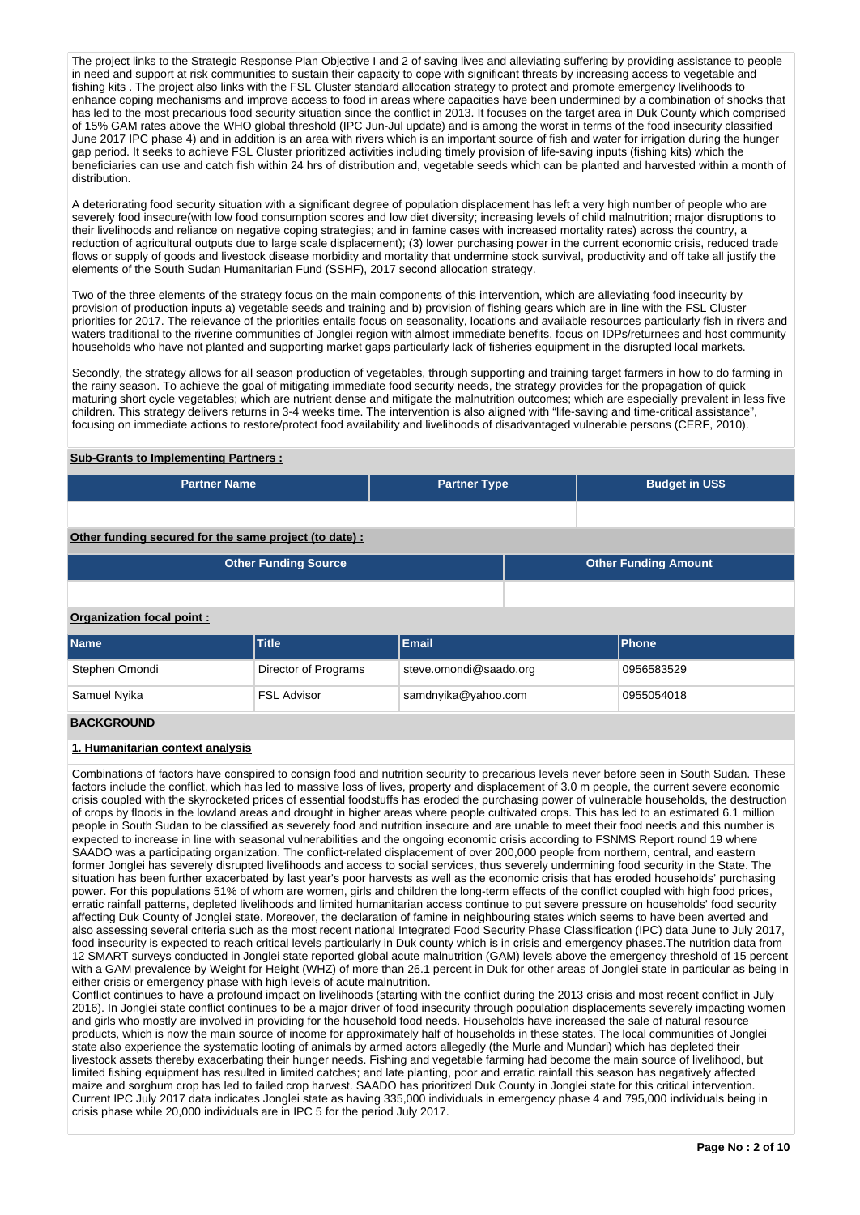The project links to the Strategic Response Plan Objective I and 2 of saving lives and alleviating suffering by providing assistance to people in need and support at risk communities to sustain their capacity to cope with significant threats by increasing access to vegetable and fishing kits . The project also links with the FSL Cluster standard allocation strategy to protect and promote emergency livelihoods to enhance coping mechanisms and improve access to food in areas where capacities have been undermined by a combination of shocks that has led to the most precarious food security situation since the conflict in 2013. It focuses on the target area in Duk County which comprised of 15% GAM rates above the WHO global threshold (IPC Jun-Jul update) and is among the worst in terms of the food insecurity classified June 2017 IPC phase 4) and in addition is an area with rivers which is an important source of fish and water for irrigation during the hunger gap period. It seeks to achieve FSL Cluster prioritized activities including timely provision of life-saving inputs (fishing kits) which the beneficiaries can use and catch fish within 24 hrs of distribution and, vegetable seeds which can be planted and harvested within a month of distribution.

A deteriorating food security situation with a significant degree of population displacement has left a very high number of people who are severely food insecure(with low food consumption scores and low diet diversity; increasing levels of child malnutrition; major disruptions to their livelihoods and reliance on negative coping strategies; and in famine cases with increased mortality rates) across the country, a reduction of agricultural outputs due to large scale displacement); (3) lower purchasing power in the current economic crisis, reduced trade flows or supply of goods and livestock disease morbidity and mortality that undermine stock survival, productivity and off take all justify the elements of the South Sudan Humanitarian Fund (SSHF), 2017 second allocation strategy.

Two of the three elements of the strategy focus on the main components of this intervention, which are alleviating food insecurity by provision of production inputs a) vegetable seeds and training and b) provision of fishing gears which are in line with the FSL Cluster priorities for 2017. The relevance of the priorities entails focus on seasonality, locations and available resources particularly fish in rivers and waters traditional to the riverine communities of Jonglei region with almost immediate benefits, focus on IDPs/returnees and host community households who have not planted and supporting market gaps particularly lack of fisheries equipment in the disrupted local markets.

Secondly, the strategy allows for all season production of vegetables, through supporting and training target farmers in how to do farming in the rainy season. To achieve the goal of mitigating immediate food security needs, the strategy provides for the propagation of quick maturing short cycle vegetables; which are nutrient dense and mitigate the malnutrition outcomes; which are especially prevalent in less five children. This strategy delivers returns in 3-4 weeks time. The intervention is also aligned with "life-saving and time-critical assistance", focusing on immediate actions to restore/protect food availability and livelihoods of disadvantaged vulnerable persons (CERF, 2010).

**Sub-Grants to Implementing Partners :**

| Partner Name | Partner Type | Budget in US$ |
|---|---|---|
| | | |

**Other funding secured for the same project (to date) :**

| Other Funding Source | Other Funding Amount |
|---|---|
| | |

**Organization focal point :**

| Name | Title | Email | Phone |
|---|---|---|---|
| Stephen Omondi | Director of Programs | steve.omondi@saado.org | 0956583529 |
| Samuel Nyika | FSL Advisor | samdnyika@yahoo.com | 0955054018 |

## BACKGROUND

### 1. Humanitarian context analysis

Combinations of factors have conspired to consign food and nutrition security to precarious levels never before seen in South Sudan. These factors include the conflict, which has led to massive loss of lives, property and displacement of 3.0 m people, the current severe economic crisis coupled with the skyrocketed prices of essential foodstuffs has eroded the purchasing power of vulnerable households, the destruction of crops by floods in the lowland areas and drought in higher areas where people cultivated crops. This has led to an estimated 6.1 million people in South Sudan to be classified as severely food and nutrition insecure and are unable to meet their food needs and this number is expected to increase in line with seasonal vulnerabilities and the ongoing economic crisis according to FSNMS Report round 19 where SAADO was a participating organization. The conflict-related displacement of over 200,000 people from northern, central, and eastern former Jonglei has severely disrupted livelihoods and access to social services, thus severely undermining food security in the State. The situation has been further exacerbated by last year's poor harvests as well as the economic crisis that has eroded households' purchasing power. For this populations 51% of whom are women, girls and children the long-term effects of the conflict coupled with high food prices, erratic rainfall patterns, depleted livelihoods and limited humanitarian access continue to put severe pressure on households' food security affecting Duk County of Jonglei state. Moreover, the declaration of famine in neighbouring states which seems to have been averted and also assessing several criteria such as the most recent national Integrated Food Security Phase Classification (IPC) data June to July 2017, food insecurity is expected to reach critical levels particularly in Duk county which is in crisis and emergency phases.The nutrition data from 12 SMART surveys conducted in Jonglei state reported global acute malnutrition (GAM) levels above the emergency threshold of 15 percent with a GAM prevalence by Weight for Height (WHZ) of more than 26.1 percent in Duk for other areas of Jonglei state in particular as being in either crisis or emergency phase with high levels of acute malnutrition.
Conflict continues to have a profound impact on livelihoods (starting with the conflict during the 2013 crisis and most recent conflict in July 2016). In Jonglei state conflict continues to be a major driver of food insecurity through population displacements severely impacting women and girls who mostly are involved in providing for the household food needs. Households have increased the sale of natural resource products, which is now the main source of income for approximately half of households in these states. The local communities of Jonglei state also experience the systematic looting of animals by armed actors allegedly (the Murle and Mundari) which has depleted their livestock assets thereby exacerbating their hunger needs. Fishing and vegetable farming had become the main source of livelihood, but limited fishing equipment has resulted in limited catches; and late planting, poor and erratic rainfall this season has negatively affected maize and sorghum crop has led to failed crop harvest. SAADO has prioritized Duk County in Jonglei state for this critical intervention. Current IPC July 2017 data indicates Jonglei state as having 335,000 individuals in emergency phase 4 and 795,000 individuals being in crisis phase while 20,000 individuals are in IPC 5 for the period July 2017.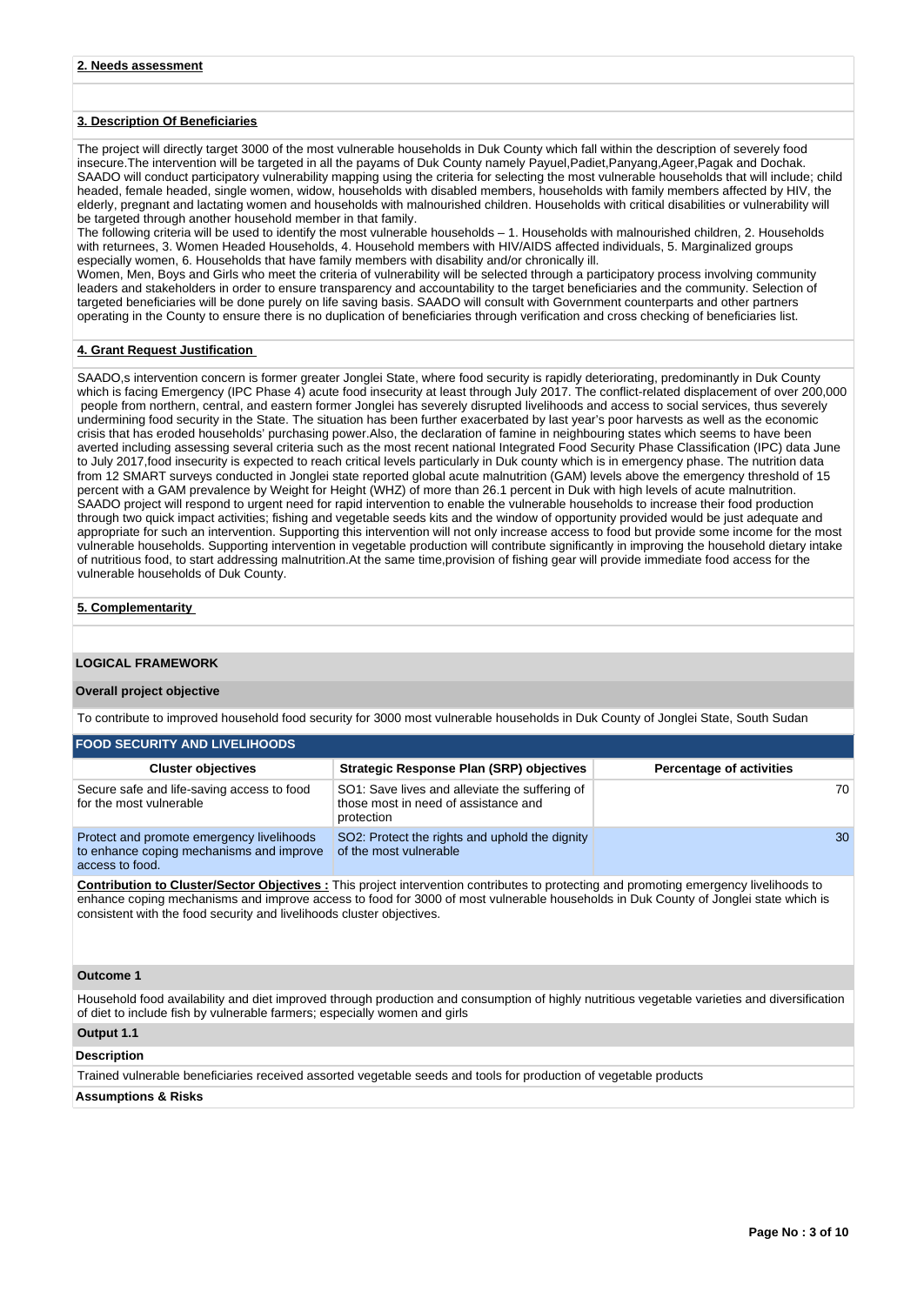**2. Needs assessment**

**3. Description Of Beneficiaries**

The project will directly target 3000 of the most vulnerable households in Duk County which fall within the description of severely food insecure.The intervention will be targeted in all the payams of Duk County namely Payuel,Padiet,Panyang,Ageer,Pagak and Dochak. SAADO will conduct participatory vulnerability mapping using the criteria for selecting the most vulnerable households that will include; child headed, female headed, single women, widow, households with disabled members, households with family members affected by HIV, the elderly, pregnant and lactating women and households with malnourished children. Households with critical disabilities or vulnerability will be targeted through another household member in that family.
The following criteria will be used to identify the most vulnerable households – 1. Households with malnourished children, 2. Households with returnees, 3. Women Headed Households, 4. Household members with HIV/AIDS affected individuals, 5. Marginalized groups especially women, 6. Households that have family members with disability and/or chronically ill.
Women, Men, Boys and Girls who meet the criteria of vulnerability will be selected through a participatory process involving community leaders and stakeholders in order to ensure transparency and accountability to the target beneficiaries and the community. Selection of targeted beneficiaries will be done purely on life saving basis. SAADO will consult with Government counterparts and other partners operating in the County to ensure there is no duplication of beneficiaries through verification and cross checking of beneficiaries list.

**4. Grant Request Justification**

SAADO,s intervention concern is former greater Jonglei State, where food security is rapidly deteriorating, predominantly in Duk County which is facing Emergency (IPC Phase 4) acute food insecurity at least through July 2017. The conflict-related displacement of over 200,000 people from northern, central, and eastern former Jonglei has severely disrupted livelihoods and access to social services, thus severely undermining food security in the State. The situation has been further exacerbated by last year's poor harvests as well as the economic crisis that has eroded households' purchasing power.Also, the declaration of famine in neighbouring states which seems to have been averted including assessing several criteria such as the most recent national Integrated Food Security Phase Classification (IPC) data June to July 2017,food insecurity is expected to reach critical levels particularly in Duk county which is in emergency phase. The nutrition data from 12 SMART surveys conducted in Jonglei state reported global acute malnutrition (GAM) levels above the emergency threshold of 15 percent with a GAM prevalence by Weight for Height (WHZ) of more than 26.1 percent in Duk with high levels of acute malnutrition. SAADO project will respond to urgent need for rapid intervention to enable the vulnerable households to increase their food production through two quick impact activities; fishing and vegetable seeds kits and the window of opportunity provided would be just adequate and appropriate for such an intervention. Supporting this intervention will not only increase access to food but provide some income for the most vulnerable households. Supporting intervention in vegetable production will contribute significantly in improving the household dietary intake of nutritious food, to start addressing malnutrition.At the same time,provision of fishing gear will provide immediate food access for the vulnerable households of Duk County.

**5. Complementarity**

## LOGICAL FRAMEWORK

**Overall project objective**

To contribute to improved household food security for 3000 most vulnerable households in Duk County of Jonglei State, South Sudan

**FOOD SECURITY AND LIVELIHOODS**

| Cluster objectives | Strategic Response Plan (SRP) objectives | Percentage of activities |
|---|---|---|
| Secure safe and life-saving access to food for the most vulnerable | SO1: Save lives and alleviate the suffering of those most in need of assistance and protection | 70 |
| Protect and promote emergency livelihoods to enhance coping mechanisms and improve access to food. | SO2: Protect the rights and uphold the dignity of the most vulnerable | 30 |

**Contribution to Cluster/Sector Objectives :** This project intervention contributes to protecting and promoting emergency livelihoods to enhance coping mechanisms and improve access to food for 3000 of most vulnerable households in Duk County of Jonglei state which is consistent with the food security and livelihoods cluster objectives.

**Outcome 1**

Household food availability and diet improved through production and consumption of highly nutritious vegetable varieties and diversification of diet to include fish by vulnerable farmers; especially women and girls

**Output 1.1**

**Description**

Trained vulnerable beneficiaries received assorted vegetable seeds and tools for production of vegetable products

**Assumptions & Risks**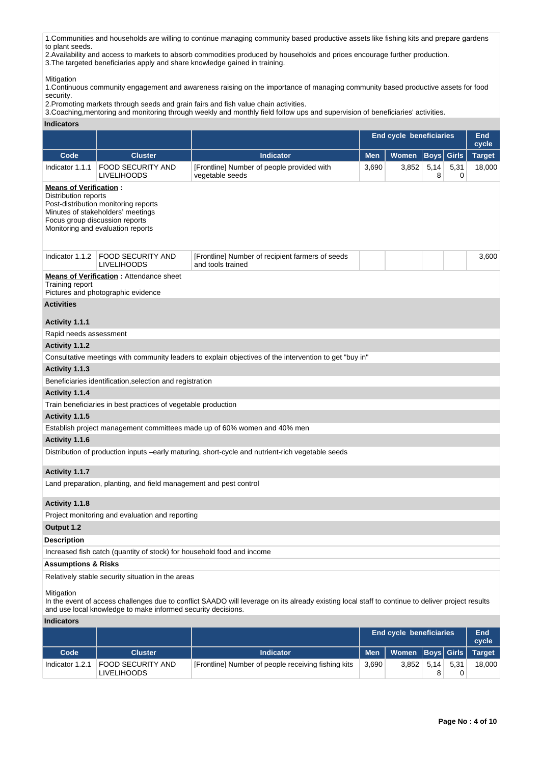1.Communities and households are willing to continue managing community based productive assets like fishing kits and prepare gardens to plant seeds.
2.Availability and access to markets to absorb commodities produced by households and prices encourage further production.
3.The targeted beneficiaries apply and share knowledge gained in training.

Mitigation
1.Continuous community engagement and awareness raising on the importance of managing community based productive assets for food security.
2.Promoting markets through seeds and grain fairs and fish value chain activities.
3.Coaching,mentoring and monitoring through weekly and monthly field follow ups and supervision of beneficiaries' activities.

**Indicators**

| | | | End cycle beneficiaries | | | | End cycle |
|---|---|---|---|---|---|---|---|
| **Code** | **Cluster** | **Indicator** | **Men** | **Women** | **Boys** | **Girls** | **Target** |
| Indicator 1.1.1 | FOOD SECURITY AND LIVELIHOODS | [Frontline] Number of people provided with vegetable seeds | 3,690 | 3,852 | 5,148 | 5,310 | 18,000 |
| Indicator 1.1.2 | FOOD SECURITY AND LIVELIHOODS | [Frontline] Number of recipient farmers of seeds and tools trained | | | | | 3,600 |

Indicator 1.1.1 — **Means of Verification :**
Distribution reports
Post-distribution monitoring reports
Minutes of stakeholders' meetings
Focus group discussion reports
Monitoring and evaluation reports

Indicator 1.1.2 — **Means of Verification :** Attendance sheet
Training report
Pictures and photographic evidence

**Activities**

**Activity 1.1.1**

Rapid needs assessment

**Activity 1.1.2**

Consultative meetings with community leaders to explain objectives of the intervention to get "buy in"

**Activity 1.1.3**

Beneficiaries identification,selection and registration

**Activity 1.1.4**

Train beneficiaries in best practices of vegetable production

**Activity 1.1.5**

Establish project management committees made up of 60% women and 40% men

**Activity 1.1.6**

Distribution of production inputs –early maturing, short-cycle and nutrient-rich vegetable seeds

**Activity 1.1.7**

Land preparation, planting, and field management and pest control

**Activity 1.1.8**

Project monitoring and evaluation and reporting

**Output 1.2**

**Description**

Increased fish catch (quantity of stock) for household food and income

**Assumptions & Risks**

Relatively stable security situation in the areas

Mitigation
In the event of access challenges due to conflict SAADO will leverage on its already existing local staff to continue to deliver project results and use local knowledge to make informed security decisions.

**Indicators**

| | | | End cycle beneficiaries | | | | End cycle |
|---|---|---|---|---|---|---|---|
| **Code** | **Cluster** | **Indicator** | **Men** | **Women** | **Boys** | **Girls** | **Target** |
| Indicator 1.2.1 | FOOD SECURITY AND LIVELIHOODS | [Frontline] Number of people receiving fishing kits | 3,690 | 3,852 | 5,148 | 5,310 | 18,000 |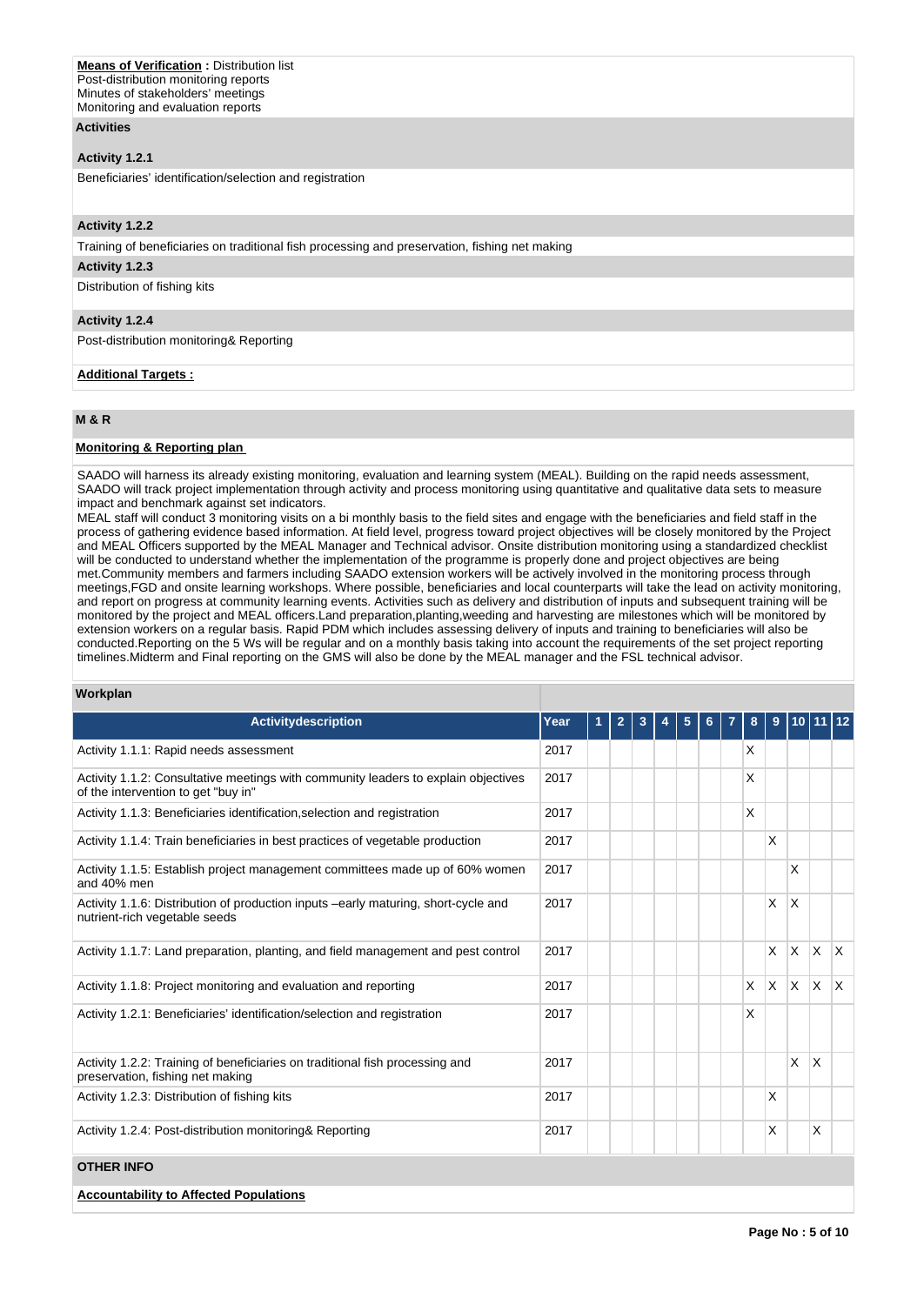**Means of Verification :** Distribution list
Post-distribution monitoring reports
Minutes of stakeholders' meetings
Monitoring and evaluation reports

**Activities**

**Activity 1.2.1**

Beneficiaries' identification/selection and registration

**Activity 1.2.2**

Training of beneficiaries on traditional fish processing and preservation, fishing net making

**Activity 1.2.3**

Distribution of fishing kits

**Activity 1.2.4**

Post-distribution monitoring& Reporting

**Additional Targets :**

## M & R

**Monitoring & Reporting plan**

SAADO will harness its already existing monitoring, evaluation and learning system (MEAL). Building on the rapid needs assessment, SAADO will track project implementation through activity and process monitoring using quantitative and qualitative data sets to measure impact and benchmark against set indicators.
MEAL staff will conduct 3 monitoring visits on a bi monthly basis to the field sites and engage with the beneficiaries and field staff in the process of gathering evidence based information. At field level, progress toward project objectives will be closely monitored by the Project and MEAL Officers supported by the MEAL Manager and Technical advisor. Onsite distribution monitoring using a standardized checklist will be conducted to understand whether the implementation of the programme is properly done and project objectives are being met.Community members and farmers including SAADO extension workers will be actively involved in the monitoring process through meetings,FGD and onsite learning workshops. Where possible, beneficiaries and local counterparts will take the lead on activity monitoring, and report on progress at community learning events. Activities such as delivery and distribution of inputs and subsequent training will be monitored by the project and MEAL officers.Land preparation,planting,weeding and harvesting are milestones which will be monitored by extension workers on a regular basis. Rapid PDM which includes assessing delivery of inputs and training to beneficiaries will also be conducted.Reporting on the 5 Ws will be regular and on a monthly basis taking into account the requirements of the set project reporting timelines.Midterm and Final reporting on the GMS will also be done by the MEAL manager and the FSL technical advisor.

**Workplan**

| Activitydescription | Year | 1 | 2 | 3 | 4 | 5 | 6 | 7 | 8 | 9 | 10 | 11 | 12 |
|---|---|---|---|---|---|---|---|---|---|---|---|---|---|
| Activity 1.1.1: Rapid needs assessment | 2017 | | | | | | | | X | | | | |
| Activity 1.1.2: Consultative meetings with community leaders to explain objectives of the intervention to get "buy in" | 2017 | | | | | | | | X | | | | |
| Activity 1.1.3: Beneficiaries identification,selection and registration | 2017 | | | | | | | | X | | | | |
| Activity 1.1.4: Train beneficiaries in best practices of vegetable production | 2017 | | | | | | | | | X | | | |
| Activity 1.1.5: Establish project management committees made up of 60% women and 40% men | 2017 | | | | | | | | | | X | | |
| Activity 1.1.6: Distribution of production inputs –early maturing, short-cycle and nutrient-rich vegetable seeds | 2017 | | | | | | | | | X | X | | |
| Activity 1.1.7: Land preparation, planting, and field management and pest control | 2017 | | | | | | | | | X | X | X | X |
| Activity 1.1.8: Project monitoring and evaluation and reporting | 2017 | | | | | | | | X | X | X | X | X |
| Activity 1.2.1: Beneficiaries' identification/selection and registration | 2017 | | | | | | | | X | | | | |
| Activity 1.2.2: Training of beneficiaries on traditional fish processing and preservation, fishing net making | 2017 | | | | | | | | | | X | X | |
| Activity 1.2.3: Distribution of fishing kits | 2017 | | | | | | | | | X | | | |
| Activity 1.2.4: Post-distribution monitoring& Reporting | 2017 | | | | | | | | | X | | X | |

## OTHER INFO

**Accountability to Affected Populations**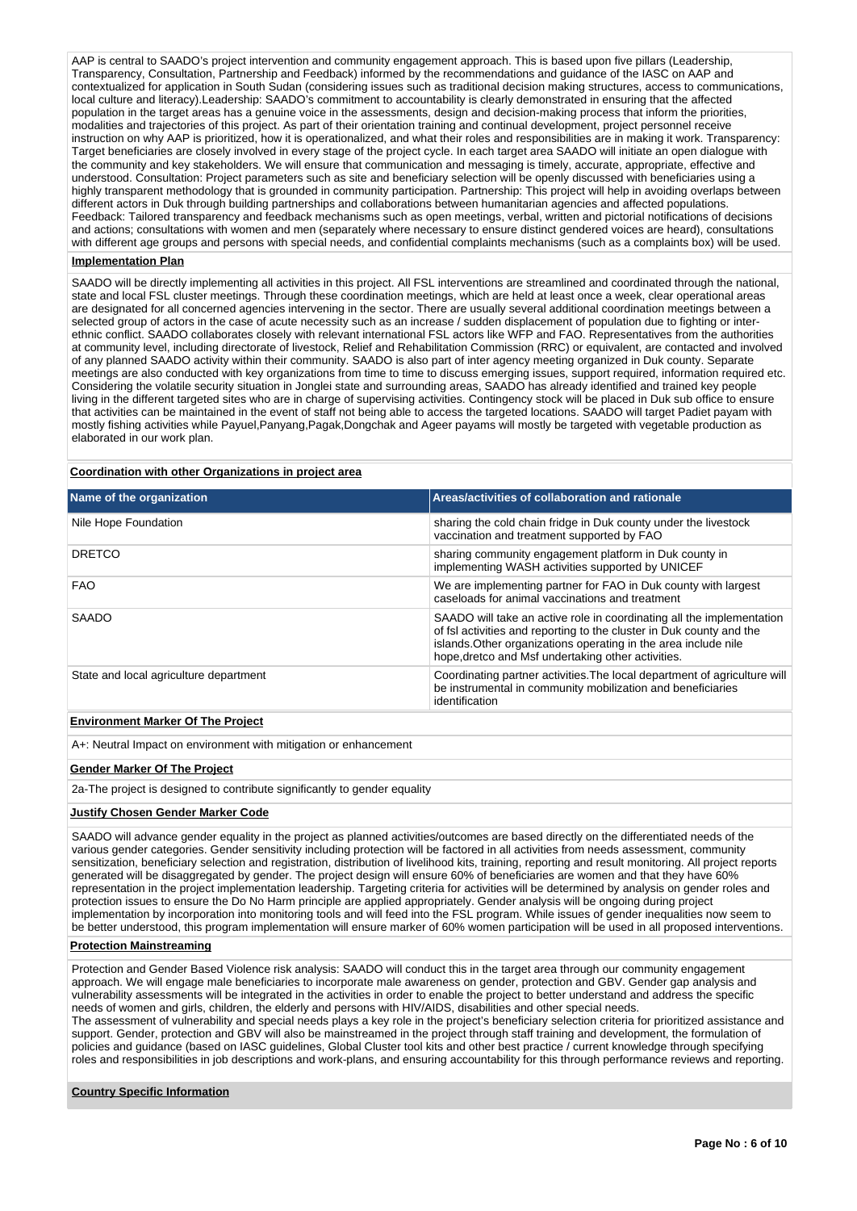AAP is central to SAADO's project intervention and community engagement approach. This is based upon five pillars (Leadership, Transparency, Consultation, Partnership and Feedback) informed by the recommendations and guidance of the IASC on AAP and contextualized for application in South Sudan (considering issues such as traditional decision making structures, access to communications, local culture and literacy).Leadership: SAADO's commitment to accountability is clearly demonstrated in ensuring that the affected population in the target areas has a genuine voice in the assessments, design and decision-making process that inform the priorities, modalities and trajectories of this project. As part of their orientation training and continual development, project personnel receive instruction on why AAP is prioritized, how it is operationalized, and what their roles and responsibilities are in making it work. Transparency: Target beneficiaries are closely involved in every stage of the project cycle. In each target area SAADO will initiate an open dialogue with the community and key stakeholders. We will ensure that communication and messaging is timely, accurate, appropriate, effective and understood. Consultation: Project parameters such as site and beneficiary selection will be openly discussed with beneficiaries using a highly transparent methodology that is grounded in community participation. Partnership: This project will help in avoiding overlaps between different actors in Duk through building partnerships and collaborations between humanitarian agencies and affected populations. Feedback: Tailored transparency and feedback mechanisms such as open meetings, verbal, written and pictorial notifications of decisions and actions; consultations with women and men (separately where necessary to ensure distinct gendered voices are heard), consultations with different age groups and persons with special needs, and confidential complaints mechanisms (such as a complaints box) will be used.

**Implementation Plan**

SAADO will be directly implementing all activities in this project. All FSL interventions are streamlined and coordinated through the national, state and local FSL cluster meetings. Through these coordination meetings, which are held at least once a week, clear operational areas are designated for all concerned agencies intervening in the sector. There are usually several additional coordination meetings between a selected group of actors in the case of acute necessity such as an increase / sudden displacement of population due to fighting or inter-ethnic conflict. SAADO collaborates closely with relevant international FSL actors like WFP and FAO. Representatives from the authorities at community level, including directorate of livestock, Relief and Rehabilitation Commission (RRC) or equivalent, are contacted and involved of any planned SAADO activity within their community. SAADO is also part of inter agency meeting organized in Duk county. Separate meetings are also conducted with key organizations from time to time to discuss emerging issues, support required, information required etc. Considering the volatile security situation in Jonglei state and surrounding areas, SAADO has already identified and trained key people living in the different targeted sites who are in charge of supervising activities. Contingency stock will be placed in Duk sub office to ensure that activities can be maintained in the event of staff not being able to access the targeted locations. SAADO will target Padiet payam with mostly fishing activities while Payuel,Panyang,Pagak,Dongchak and Ageer payams will mostly be targeted with vegetable production as elaborated in our work plan.

**Coordination with other Organizations in project area**

| Name of the organization | Areas/activities of collaboration and rationale |
|---|---|
| Nile Hope Foundation | sharing the cold chain fridge in Duk county under the livestock vaccination and treatment supported by FAO |
| DRETCO | sharing community engagement platform in Duk county in implementing WASH activities supported by UNICEF |
| FAO | We are implementing partner for FAO in Duk county with largest caseloads for animal vaccinations and treatment |
| SAADO | SAADO will take an active role in coordinating all the implementation of fsl activities and reporting to the cluster in Duk county and the islands.Other organizations operating in the area include nile hope,dretco and Msf undertaking other activities. |
| State and local agriculture department | Coordinating partner activities.The local department of agriculture will be instrumental in community mobilization and beneficiaries identification |

**Environment Marker Of The Project**

A+: Neutral Impact on environment with mitigation or enhancement

**Gender Marker Of The Project**

2a-The project is designed to contribute significantly to gender equality

**Justify Chosen Gender Marker Code**

SAADO will advance gender equality in the project as planned activities/outcomes are based directly on the differentiated needs of the various gender categories. Gender sensitivity including protection will be factored in all activities from needs assessment, community sensitization, beneficiary selection and registration, distribution of livelihood kits, training, reporting and result monitoring. All project reports generated will be disaggregated by gender. The project design will ensure 60% of beneficiaries are women and that they have 60% representation in the project implementation leadership. Targeting criteria for activities will be determined by analysis on gender roles and protection issues to ensure the Do No Harm principle are applied appropriately. Gender analysis will be ongoing during project implementation by incorporation into monitoring tools and will feed into the FSL program. While issues of gender inequalities now seem to be better understood, this program implementation will ensure marker of 60% women participation will be used in all proposed interventions.

**Protection Mainstreaming**

Protection and Gender Based Violence risk analysis: SAADO will conduct this in the target area through our community engagement approach. We will engage male beneficiaries to incorporate male awareness on gender, protection and GBV. Gender gap analysis and vulnerability assessments will be integrated in the activities in order to enable the project to better understand and address the specific needs of women and girls, children, the elderly and persons with HIV/AIDS, disabilities and other special needs.
The assessment of vulnerability and special needs plays a key role in the project's beneficiary selection criteria for prioritized assistance and support. Gender, protection and GBV will also be mainstreamed in the project through staff training and development, the formulation of policies and guidance (based on IASC guidelines, Global Cluster tool kits and other best practice / current knowledge through specifying roles and responsibilities in job descriptions and work-plans, and ensuring accountability for this through performance reviews and reporting.

**Country Specific Information**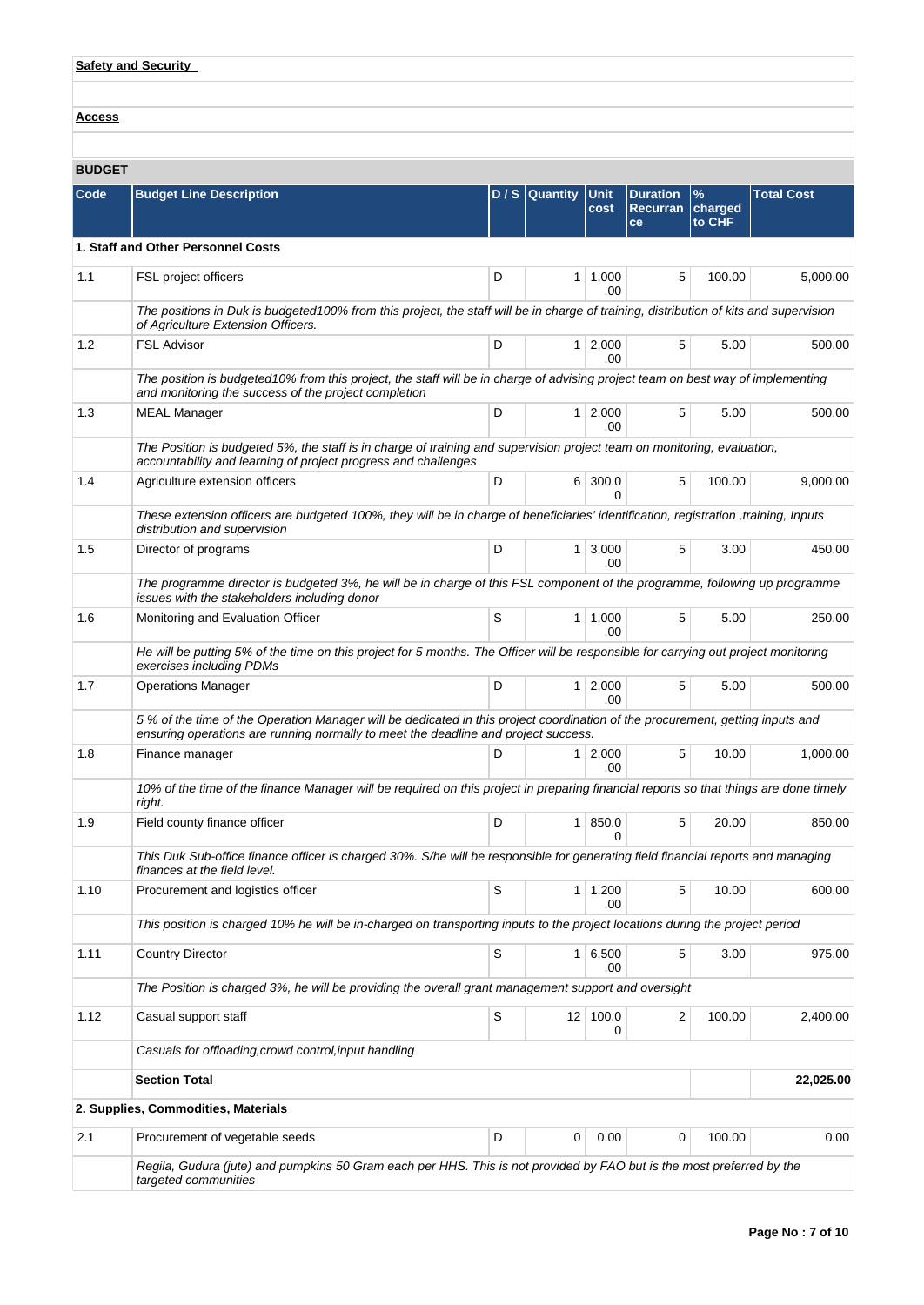**Safety and Security**

**Access**

**BUDGET**

| Code | Budget Line Description | D / S | Quantity | Unit cost | Duration Recurrance | % charged to CHF | Total Cost |
|---|---|---|---|---|---|---|---|
| **1. Staff and Other Personnel Costs** | | | | | | | |
| 1.1 | FSL project officers | D | 1 | 1,000.00 | 5 | 100.00 | 5,000.00 |
| | *The positions in Duk is budgeted100% from this project, the staff will be in charge of training, distribution of kits and supervision of Agriculture Extension Officers.* | | | | | | |
| 1.2 | FSL Advisor | D | 1 | 2,000.00 | 5 | 5.00 | 500.00 |
| | *The position is budgeted10% from this project, the staff will be in charge of advising project team on best way of implementing and monitoring the success of the project completion* | | | | | | |
| 1.3 | MEAL Manager | D | 1 | 2,000.00 | 5 | 5.00 | 500.00 |
| | *The Position is budgeted 5%, the staff is in charge of training and supervision project team on monitoring, evaluation, accountability and learning of project progress and challenges* | | | | | | |
| 1.4 | Agriculture extension officers | D | 6 | 300.00 | 5 | 100.00 | 9,000.00 |
| | *These extension officers are budgeted 100%, they will be in charge of beneficiaries' identification, registration ,training, Inputs distribution and supervision* | | | | | | |
| 1.5 | Director of programs | D | 1 | 3,000.00 | 5 | 3.00 | 450.00 |
| | *The programme director is budgeted 3%, he will be in charge of this FSL component of the programme, following up programme issues with the stakeholders including donor* | | | | | | |
| 1.6 | Monitoring and Evaluation Officer | S | 1 | 1,000.00 | 5 | 5.00 | 250.00 |
| | *He will be putting 5% of the time on this project for 5 months. The Officer will be responsible for carrying out project monitoring exercises including PDMs* | | | | | | |
| 1.7 | Operations Manager | D | 1 | 2,000.00 | 5 | 5.00 | 500.00 |
| | *5 % of the time of the Operation Manager will be dedicated in this project coordination of the procurement, getting inputs and ensuring operations are running normally to meet the deadline and project success.* | | | | | | |
| 1.8 | Finance manager | D | 1 | 2,000.00 | 5 | 10.00 | 1,000.00 |
| | *10% of the time of the finance Manager will be required on this project in preparing financial reports so that things are done timely right.* | | | | | | |
| 1.9 | Field county finance officer | D | 1 | 850.00 | 5 | 20.00 | 850.00 |
| | *This Duk Sub-office finance officer is charged 30%. S/he will be responsible for generating field financial reports and managing finances at the field level.* | | | | | | |
| 1.10 | Procurement and logistics officer | S | 1 | 1,200.00 | 5 | 10.00 | 600.00 |
| | *This position is charged 10% he will be in-charged on transporting inputs to the project locations during the project period* | | | | | | |
| 1.11 | Country Director | S | 1 | 6,500.00 | 5 | 3.00 | 975.00 |
| | *The Position is charged 3%, he will be providing the overall grant management support and oversight* | | | | | | |
| 1.12 | Casual support staff | S | 12 | 100.00 | 2 | 100.00 | 2,400.00 |
| | *Casuals for offloading,crowd control,input handling* | | | | | | |
| | **Section Total** | | | | | | **22,025.00** |
| **2. Supplies, Commodities, Materials** | | | | | | | |
| 2.1 | Procurement of vegetable seeds | D | 0 | 0.00 | 0 | 100.00 | 0.00 |
| | *Regila, Gudura (jute) and pumpkins 50 Gram each per HHS. This is not provided by FAO but is the most preferred by the targeted communities* | | | | | | |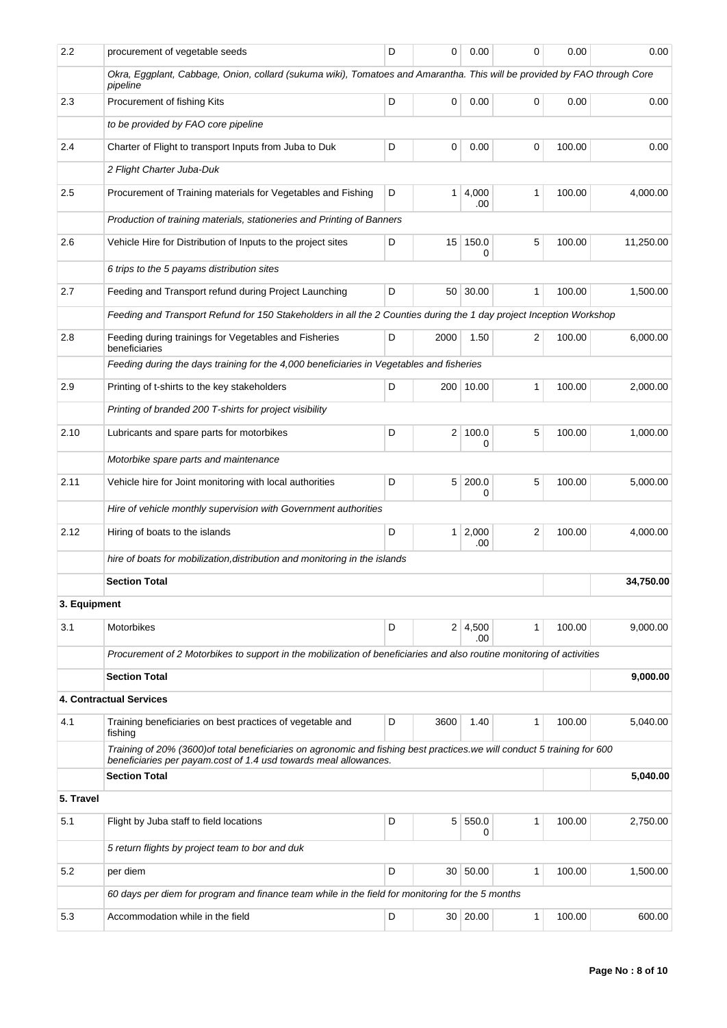| | | | | | | | |
|---|---|---|---|---|---|---|---|
| 2.2 | procurement of vegetable seeds | D | 0 | 0.00 | 0 | 0.00 | 0.00 |
| | *Okra, Eggplant, Cabbage, Onion, collard (sukuma wiki), Tomatoes and Amarantha. This will be provided by FAO through Core pipeline* | | | | | | |
| 2.3 | Procurement of fishing Kits | D | 0 | 0.00 | 0 | 0.00 | 0.00 |
| | *to be provided by FAO core pipeline* | | | | | | |
| 2.4 | Charter of Flight to transport Inputs from Juba to Duk | D | 0 | 0.00 | 0 | 100.00 | 0.00 |
| | *2 Flight Charter Juba-Duk* | | | | | | |
| 2.5 | Procurement of Training materials for Vegetables and Fishing | D | 1 | 4,000.00 | 1 | 100.00 | 4,000.00 |
| | *Production of training materials, stationeries and Printing of Banners* | | | | | | |
| 2.6 | Vehicle Hire for Distribution of Inputs to the project sites | D | 15 | 150.00 | 5 | 100.00 | 11,250.00 |
| | *6 trips to the 5 payams distribution sites* | | | | | | |
| 2.7 | Feeding and Transport refund during Project Launching | D | 50 | 30.00 | 1 | 100.00 | 1,500.00 |
| | *Feeding and Transport Refund for 150 Stakeholders in all the 2 Counties during the 1 day project Inception Workshop* | | | | | | |
| 2.8 | Feeding during trainings for Vegetables and Fisheries beneficiaries | D | 2000 | 1.50 | 2 | 100.00 | 6,000.00 |
| | *Feeding during the days training for the 4,000 beneficiaries in Vegetables and fisheries* | | | | | | |
| 2.9 | Printing of t-shirts to the key stakeholders | D | 200 | 10.00 | 1 | 100.00 | 2,000.00 |
| | *Printing of branded 200 T-shirts for project visibility* | | | | | | |
| 2.10 | Lubricants and spare parts for motorbikes | D | 2 | 100.00 | 5 | 100.00 | 1,000.00 |
| | *Motorbike spare parts and maintenance* | | | | | | |
| 2.11 | Vehicle hire for Joint monitoring with local authorities | D | 5 | 200.00 | 5 | 100.00 | 5,000.00 |
| | *Hire of vehicle monthly supervision with Government authorities* | | | | | | |
| 2.12 | Hiring of boats to the islands | D | 1 | 2,000.00 | 2 | 100.00 | 4,000.00 |
| | *hire of boats for mobilization,distribution and monitoring in the islands* | | | | | | |
| | **Section Total** | | | | | | **34,750.00** |
| **3. Equipment** | | | | | | | |
| 3.1 | Motorbikes | D | 2 | 4,500.00 | 1 | 100.00 | 9,000.00 |
| | *Procurement of 2 Motorbikes to support in the mobilization of beneficiaries and also routine monitoring of activities* | | | | | | |
| | **Section Total** | | | | | | **9,000.00** |
| **4. Contractual Services** | | | | | | | |
| 4.1 | Training beneficiaries on best practices of vegetable and fishing | D | 3600 | 1.40 | 1 | 100.00 | 5,040.00 |
| | *Training of 20% (3600)of total beneficiaries on agronomic and fishing best practices.we will conduct 5 training for 600 beneficiaries per payam.cost of 1.4 usd towards meal allowances.* | | | | | | |
| | **Section Total** | | | | | | **5,040.00** |
| **5. Travel** | | | | | | | |
| 5.1 | Flight by Juba staff to field locations | D | 5 | 550.00 | 1 | 100.00 | 2,750.00 |
| | *5 return flights by project team to bor and duk* | | | | | | |
| 5.2 | per diem | D | 30 | 50.00 | 1 | 100.00 | 1,500.00 |
| | *60 days per diem for program and finance team while in the field for monitoring for the 5 months* | | | | | | |
| 5.3 | Accommodation while in the field | D | 30 | 20.00 | 1 | 100.00 | 600.00 |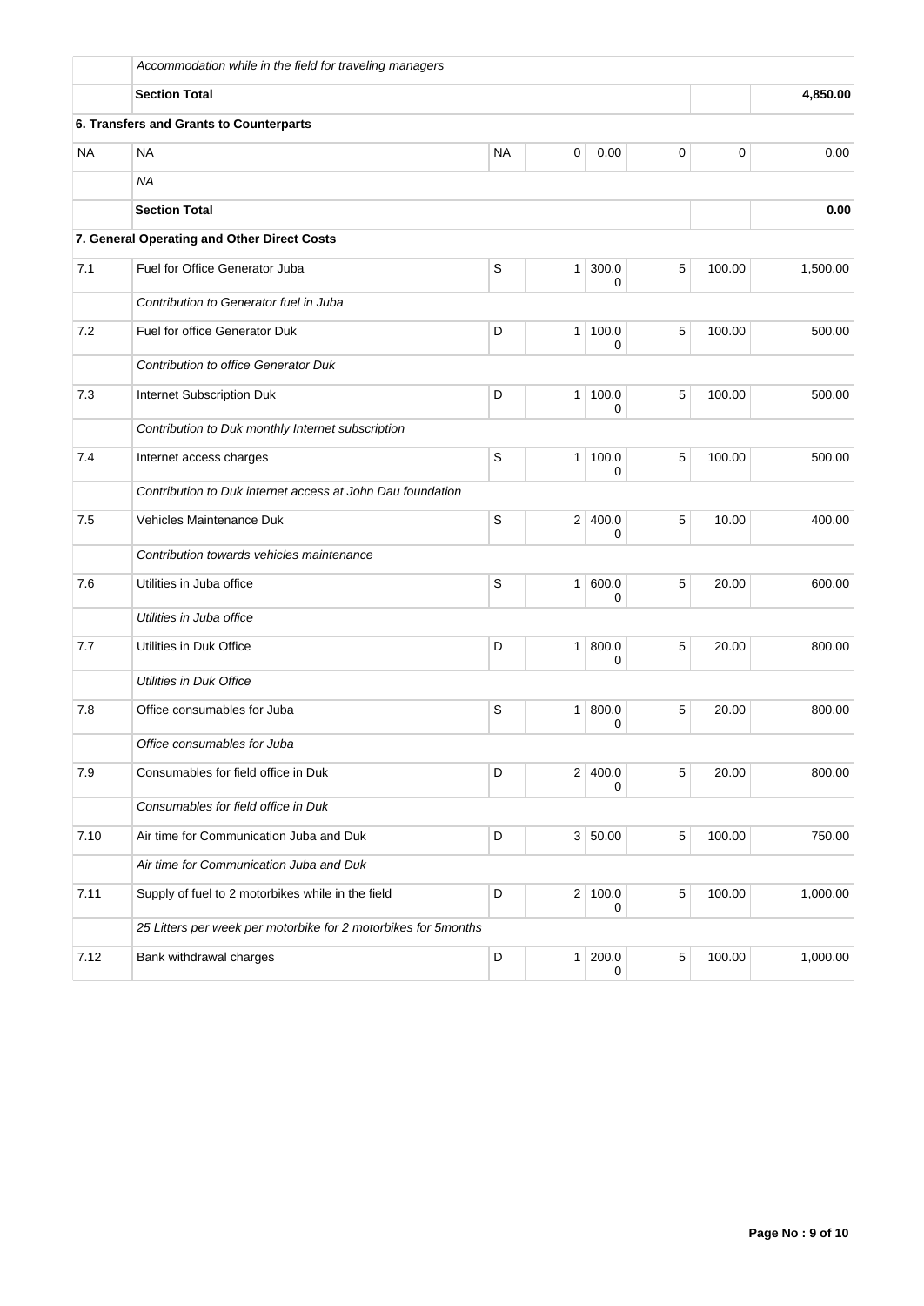| | | | | | | | |
|---|---|---|---|---|---|---|---|
| | *Accommodation while in the field for traveling managers* | | | | | | |
| | **Section Total** | | | | | | **4,850.00** |
| | **6. Transfers and Grants to Counterparts** | | | | | | |
| NA | NA | NA | 0 | 0.00 | 0 | 0 | 0.00 |
| | *NA* | | | | | | |
| | **Section Total** | | | | | | **0.00** |
| | **7. General Operating and Other Direct Costs** | | | | | | |
| 7.1 | Fuel for Office Generator Juba | S | 1 | 300.00 | 5 | 100.00 | 1,500.00 |
| | *Contribution to Generator fuel in Juba* | | | | | | |
| 7.2 | Fuel for office Generator Duk | D | 1 | 100.00 | 5 | 100.00 | 500.00 |
| | *Contribution to office Generator Duk* | | | | | | |
| 7.3 | Internet Subscription Duk | D | 1 | 100.00 | 5 | 100.00 | 500.00 |
| | *Contribution to Duk monthly Internet subscription* | | | | | | |
| 7.4 | Internet access charges | S | 1 | 100.00 | 5 | 100.00 | 500.00 |
| | *Contribution to Duk internet access at John Dau foundation* | | | | | | |
| 7.5 | Vehicles Maintenance Duk | S | 2 | 400.00 | 5 | 10.00 | 400.00 |
| | *Contribution towards vehicles maintenance* | | | | | | |
| 7.6 | Utilities in Juba office | S | 1 | 600.00 | 5 | 20.00 | 600.00 |
| | *Utilities in Juba office* | | | | | | |
| 7.7 | Utilities in Duk Office | D | 1 | 800.00 | 5 | 20.00 | 800.00 |
| | *Utilities in Duk Office* | | | | | | |
| 7.8 | Office consumables for Juba | S | 1 | 800.00 | 5 | 20.00 | 800.00 |
| | *Office consumables for Juba* | | | | | | |
| 7.9 | Consumables for field office in Duk | D | 2 | 400.00 | 5 | 20.00 | 800.00 |
| | *Consumables for field office in Duk* | | | | | | |
| 7.10 | Air time for Communication Juba and Duk | D | 3 | 50.00 | 5 | 100.00 | 750.00 |
| | *Air time for Communication Juba and Duk* | | | | | | |
| 7.11 | Supply of fuel to 2 motorbikes while in the field | D | 2 | 100.00 | 5 | 100.00 | 1,000.00 |
| | *25 Litters per week per motorbike for 2 motorbikes for 5months* | | | | | | |
| 7.12 | Bank withdrawal charges | D | 1 | 200.00 | 5 | 100.00 | 1,000.00 |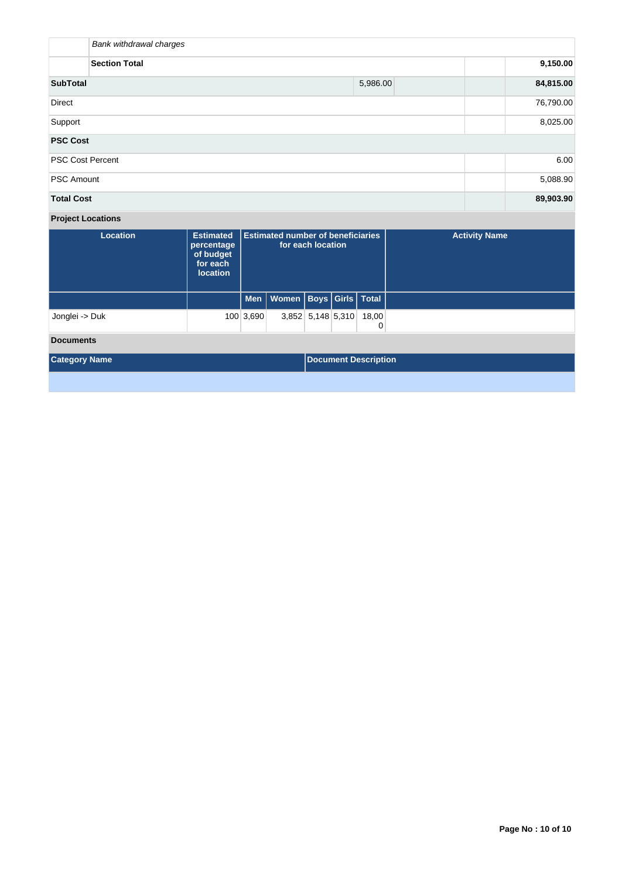| | | | | | |
|---|---|---|---|---|---|
| | *Bank withdrawal charges* | | | | |
| | **Section Total** | | | | **9,150.00** |
| **SubTotal** | | 5,986.00 | | | **84,815.00** |
| Direct | | | | | 76,790.00 |
| Support | | | | | 8,025.00 |
| **PSC Cost** | | | | | |
| PSC Cost Percent | | | | | 6.00 |
| PSC Amount | | | | | 5,088.90 |
| **Total Cost** | | | | | **89,903.90** |

**Project Locations**

| Location | Estimated percentage of budget for each location | Estimated number of beneficiaries for each location | | | | | Activity Name |
|---|---|---|---|---|---|---|---|
| | | Men | Women | Boys | Girls | Total | |
| Jonglei -> Duk | 100 | 3,690 | 3,852 | 5,148 | 5,310 | 18,000 | |

**Documents**

| Category Name | Document Description |
|---|---|
| | |